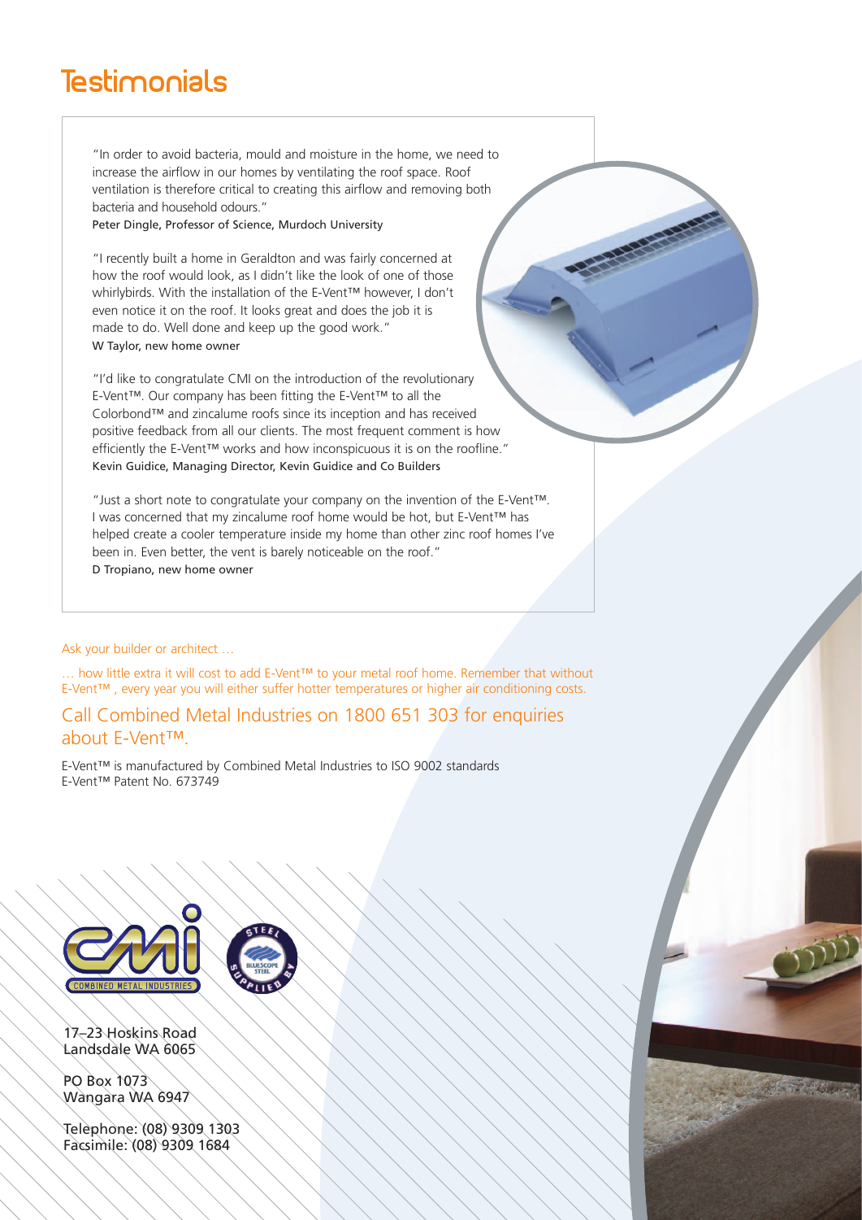# Testimonials

"In order to avoid bacteria, mould and moisture in the home, we need to increase the airflow in our homes by ventilating the roof space. Roof ventilation is therefore critical to creating this airflow and removing both bacteria and household odours."
Peter Dingle, Professor of Science, Murdoch University

"I recently built a home in Geraldton and was fairly concerned at how the roof would look, as I didn't like the look of one of those whirlybirds. With the installation of the E-Vent™ however, I don't even notice it on the roof. It looks great and does the job it is made to do. Well done and keep up the good work."
W Taylor, new home owner

"I'd like to congratulate CMI on the introduction of the revolutionary E-Vent™. Our company has been fitting the E-Vent™ to all the Colorbond™ and zincalume roofs since its inception and has received positive feedback from all our clients. The most frequent comment is how efficiently the E-Vent™ works and how inconspicuous it is on the roofline."
Kevin Guidice, Managing Director, Kevin Guidice and Co Builders

"Just a short note to congratulate your company on the invention of the E-Vent™. I was concerned that my zincalume roof home would be hot, but E-Vent™ has helped create a cooler temperature inside my home than other zinc roof homes I've been in. Even better, the vent is barely noticeable on the roof."
D Tropiano, new home owner

Ask your builder or architect …

… how little extra it will cost to add E-Vent™ to your metal roof home. Remember that without E-Vent™ , every year you will either suffer hotter temperatures or higher air conditioning costs.

## Call Combined Metal Industries on 1800 651 303 for enquiries about E-Vent™.

E-Vent™ is manufactured by Combined Metal Industries to ISO 9002 standards
E-Vent™ Patent No. 673749

COMBINED METAL INDUSTRIES

STEEL SUPPLIED BY BLUESCOPE STEEL

17–23 Hoskins Road
Landsdale WA 6065

PO Box 1073
Wangara WA 6947

Telephone: (08) 9309 1303
Facsimile: (08) 9309 1684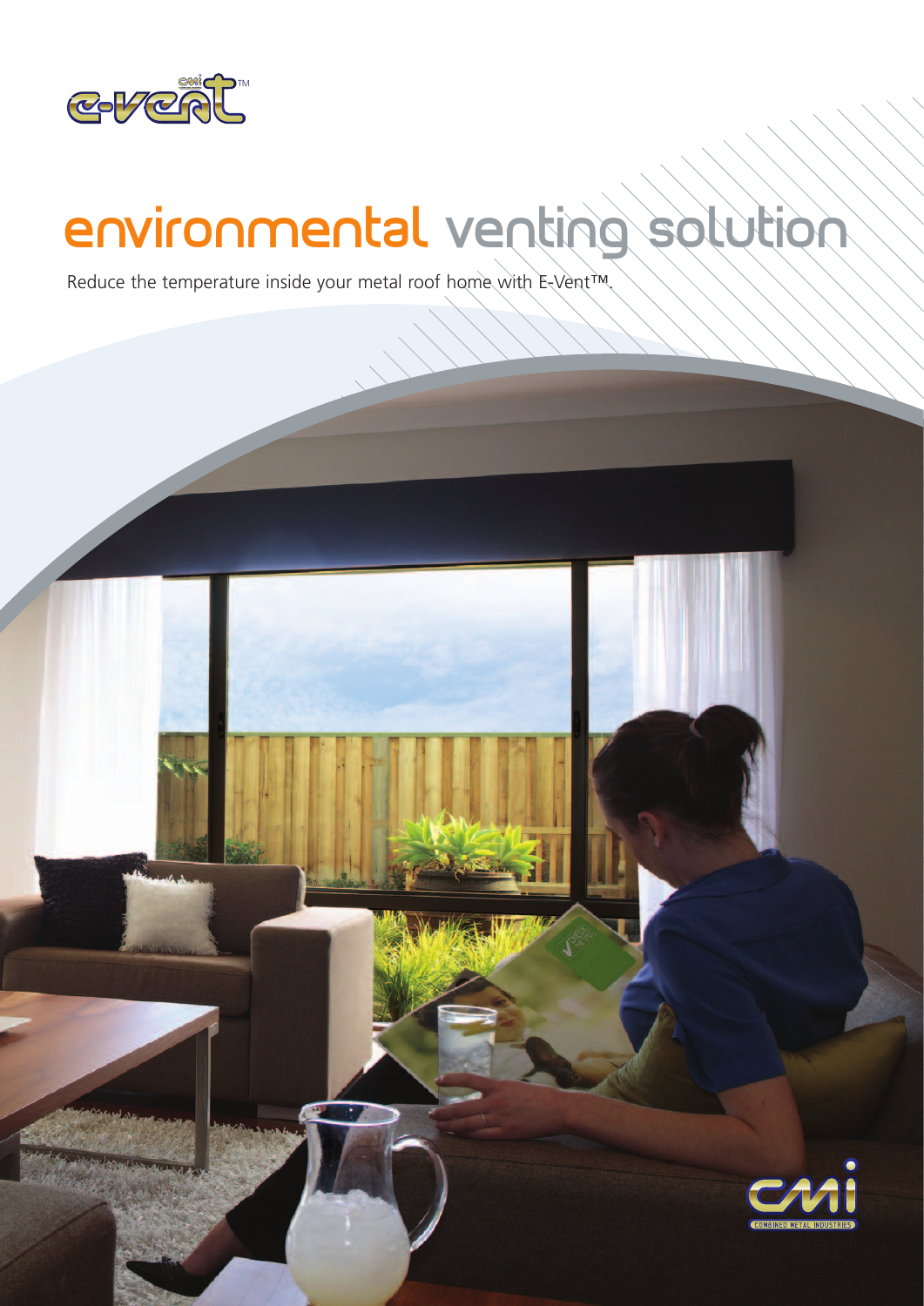# environmental venting solution

Reduce the temperature inside your metal roof home with E-Vent™.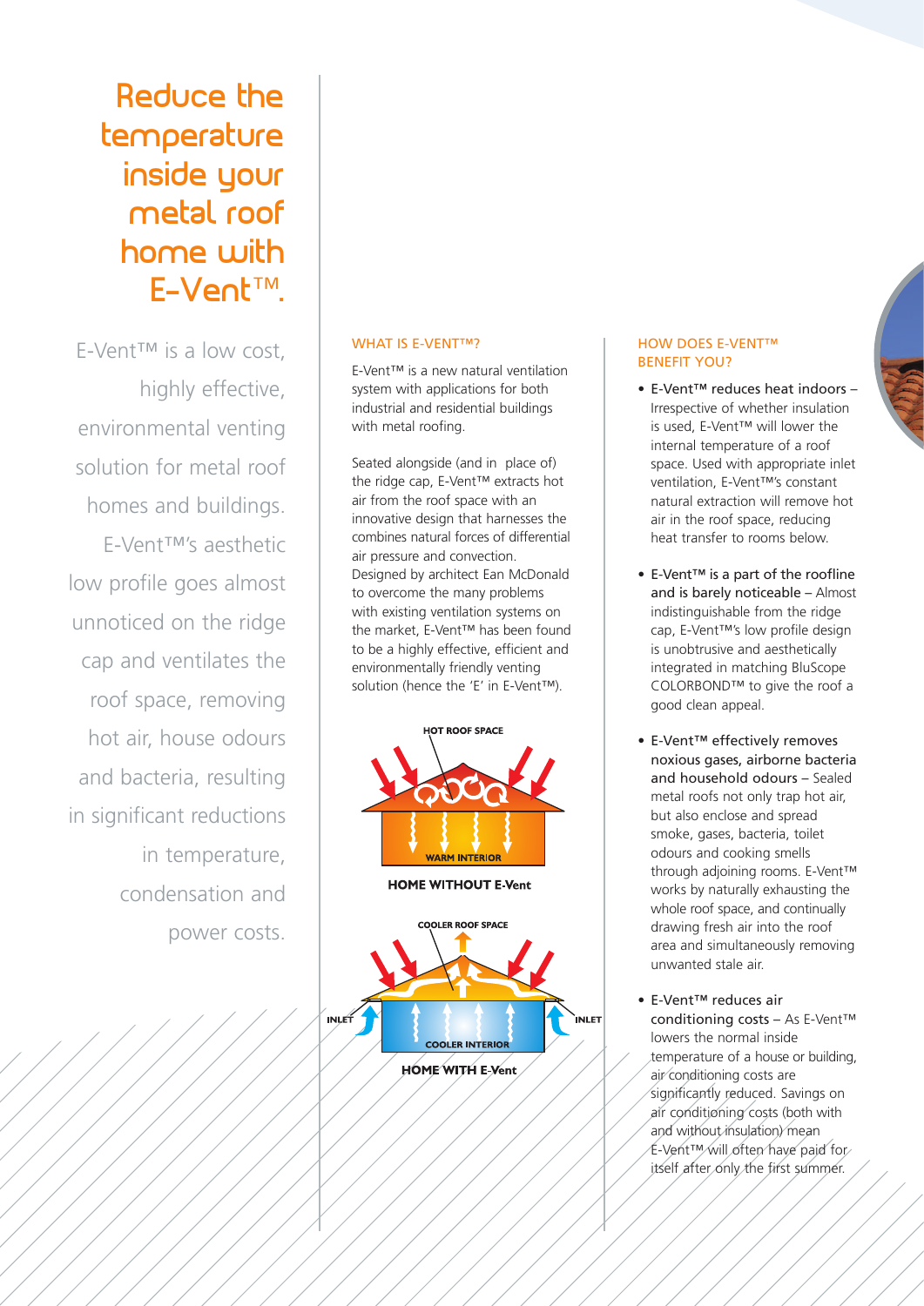# Reduce the temperature inside your metal roof home with E-Vent™.

E-Vent™ is a low cost, highly effective, environmental venting solution for metal roof homes and buildings. E-Vent™'s aesthetic low profile goes almost unnoticed on the ridge cap and ventilates the roof space, removing hot air, house odours and bacteria, resulting in significant reductions in temperature, condensation and power costs.

## WHAT IS E-VENT™?

E-Vent™ is a new natural ventilation system with applications for both industrial and residential buildings with metal roofing.

Seated alongside (and in place of) the ridge cap, E-Vent™ extracts hot air from the roof space with an innovative design that harnesses the combines natural forces of differential air pressure and convection. Designed by architect Ean McDonald to overcome the many problems with existing ventilation systems on the market, E-Vent™ has been found to be a highly effective, efficient and environmentally friendly venting solution (hence the 'E' in E-Vent™).

HOT ROOF SPACE

WARM INTERIOR

**HOME WITHOUT E-Vent**

COOLER ROOF SPACE

INLET

INLET

COOLER INTERIOR

**HOME WITH E-Vent**

## HOW DOES E-VENT™ BENEFIT YOU?

- **E-Vent™ reduces heat indoors** – Irrespective of whether insulation is used, E-Vent™ will lower the internal temperature of a roof space. Used with appropriate inlet ventilation, E-Vent™'s constant natural extraction will remove hot air in the roof space, reducing heat transfer to rooms below.
- **E-Vent™ is a part of the roofline and is barely noticeable** – Almost indistinguishable from the ridge cap, E-Vent™'s low profile design is unobtrusive and aesthetically integrated in matching BluScope COLORBOND™ to give the roof a good clean appeal.
- **E-Vent™ effectively removes noxious gases, airborne bacteria and household odours** – Sealed metal roofs not only trap hot air, but also enclose and spread smoke, gases, bacteria, toilet odours and cooking smells through adjoining rooms. E-Vent™ works by naturally exhausting the whole roof space, and continually drawing fresh air into the roof area and simultaneously removing unwanted stale air.
- **E-Vent™ reduces air conditioning costs** – As E-Vent™ lowers the normal inside temperature of a house or building, air conditioning costs are significantly reduced. Savings on air conditioning costs (both with and without insulation) mean E-Vent™ will often have paid for itself after only the first summer.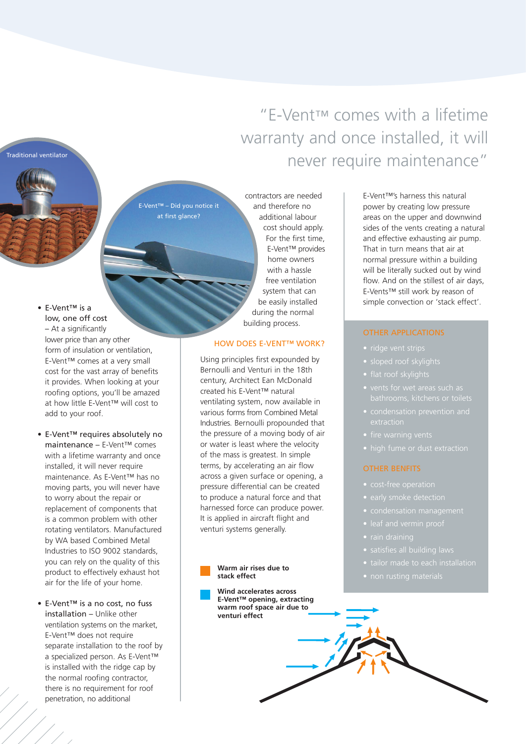"E-Vent™ comes with a lifetime warranty and once installed, it will never require maintenance"

Traditional ventilator

E-Vent™ – Did you notice it at first glance?

- **E-Vent™ is a low, one off cost** – At a significantly lower price than any other form of insulation or ventilation, E-Vent™ comes at a very small cost for the vast array of benefits it provides. When looking at your roofing options, you'll be amazed at how little E-Vent™ will cost to add to your roof.

- **E-Vent™ requires absolutely no maintenance** – E-Vent™ comes with a lifetime warranty and once installed, it will never require maintenance. As E-Vent™ has no moving parts, you will never have to worry about the repair or replacement of components that is a common problem with other rotating ventilators. Manufactured by WA based Combined Metal Industries to ISO 9002 standards, you can rely on the quality of this product to effectively exhaust hot air for the life of your home.

- **E-Vent™ is a no cost, no fuss installation** – Unlike other ventilation systems on the market, E-Vent™ does not require separate installation to the roof by a specialized person. As E-Vent™ is installed with the ridge cap by the normal roofing contractor, there is no requirement for roof penetration, no additional contractors are needed and therefore no additional labour cost should apply. For the first time, E-Vent™ provides home owners with a hassle free ventilation system that can be easily installed during the normal building process.

## HOW DOES E-VENT™ WORK?

Using principles first expounded by Bernoulli and Venturi in the 18th century, Architect Ean McDonald created his E-Vent™ natural ventilating system, now available in various forms from Combined Metal Industries. Bernoulli propounded that the pressure of a moving body of air or water is least where the velocity of the mass is greatest. In simple terms, by accelerating an air flow across a given surface or opening, a pressure differential can be created to produce a natural force and that harnessed force can produce power. It is applied in aircraft flight and venturi systems generally.

E-Vent™'s harness this natural power by creating low pressure areas on the upper and downwind sides of the vents creating a natural and effective exhausting air pump. That in turn means that air at normal pressure within a building will be literally sucked out by wind flow. And on the stillest of air days, E-Vents™ still work by reason of simple convection or 'stack effect'.

**Warm air rises due to stack effect**

**Wind accelerates across E-Vent™ opening, extracting warm roof space air due to venturi effect**

### OTHER APPLICATIONS

- ridge vent strips
- sloped roof skylights
- flat roof skylights
- vents for wet areas such as bathrooms, kitchens or toilets
- condensation prevention and extraction
- fire warning vents
- high fume or dust extraction

### OTHER BENFITS

- cost-free operation
- early smoke detection
- condensation management
- leaf and vermin proof
- rain draining
- satisfies all building laws
- tailor made to each installation
- non rusting materials